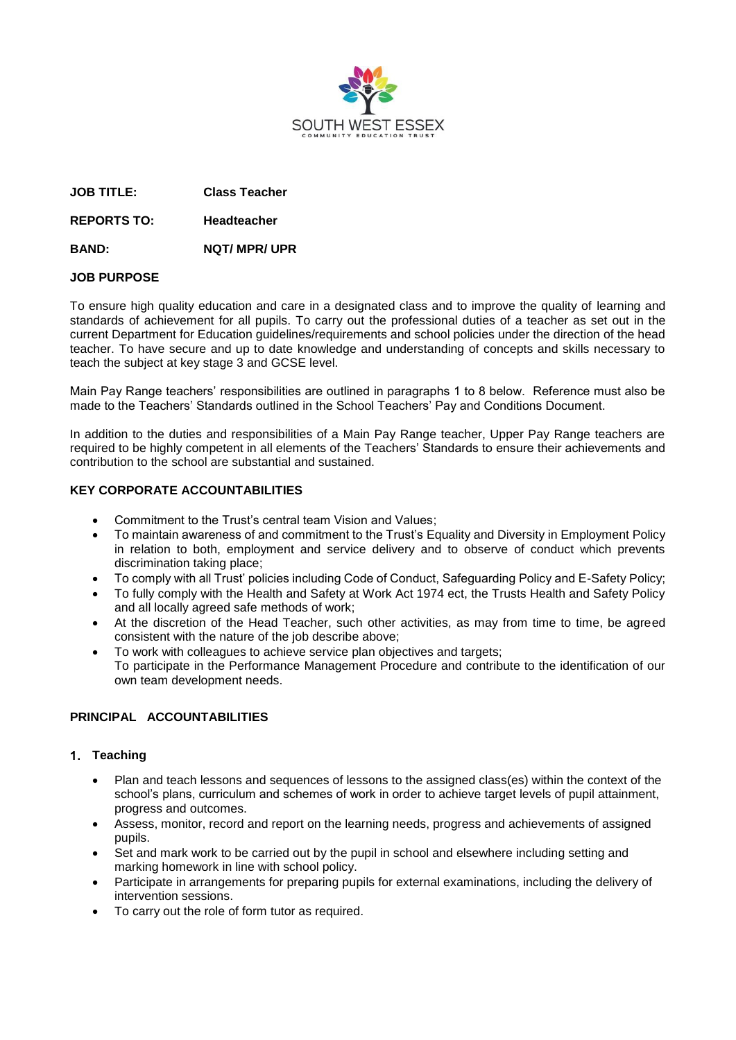SOUTH WEST ESSEX
COMMUNITY EDUCATION TRUST

**JOB TITLE:** **Class Teacher**

**REPORTS TO:** **Headteacher**

**BAND:** **NQT/ MPR/ UPR**

**JOB PURPOSE**

To ensure high quality education and care in a designated class and to improve the quality of learning and standards of achievement for all pupils. To carry out the professional duties of a teacher as set out in the current Department for Education guidelines/requirements and school policies under the direction of the head teacher. To have secure and up to date knowledge and understanding of concepts and skills necessary to teach the subject at key stage 3 and GCSE level.

Main Pay Range teachers' responsibilities are outlined in paragraphs 1 to 8 below. Reference must also be made to the Teachers' Standards outlined in the School Teachers' Pay and Conditions Document.

In addition to the duties and responsibilities of a Main Pay Range teacher, Upper Pay Range teachers are required to be highly competent in all elements of the Teachers' Standards to ensure their achievements and contribution to the school are substantial and sustained.

**KEY CORPORATE ACCOUNTABILITIES**

- Commitment to the Trust's central team Vision and Values;
- To maintain awareness of and commitment to the Trust's Equality and Diversity in Employment Policy in relation to both, employment and service delivery and to observe of conduct which prevents discrimination taking place;
- To comply with all Trust' policies including Code of Conduct, Safeguarding Policy and E-Safety Policy;
- To fully comply with the Health and Safety at Work Act 1974 ect, the Trusts Health and Safety Policy and all locally agreed safe methods of work;
- At the discretion of the Head Teacher, such other activities, as may from time to time, be agreed consistent with the nature of the job describe above;
- To work with colleagues to achieve service plan objectives and targets;
  To participate in the Performance Management Procedure and contribute to the identification of our own team development needs.

**PRINCIPAL ACCOUNTABILITIES**

**1. Teaching**

- Plan and teach lessons and sequences of lessons to the assigned class(es) within the context of the school's plans, curriculum and schemes of work in order to achieve target levels of pupil attainment, progress and outcomes.
- Assess, monitor, record and report on the learning needs, progress and achievements of assigned pupils.
- Set and mark work to be carried out by the pupil in school and elsewhere including setting and marking homework in line with school policy.
- Participate in arrangements for preparing pupils for external examinations, including the delivery of intervention sessions.
- To carry out the role of form tutor as required.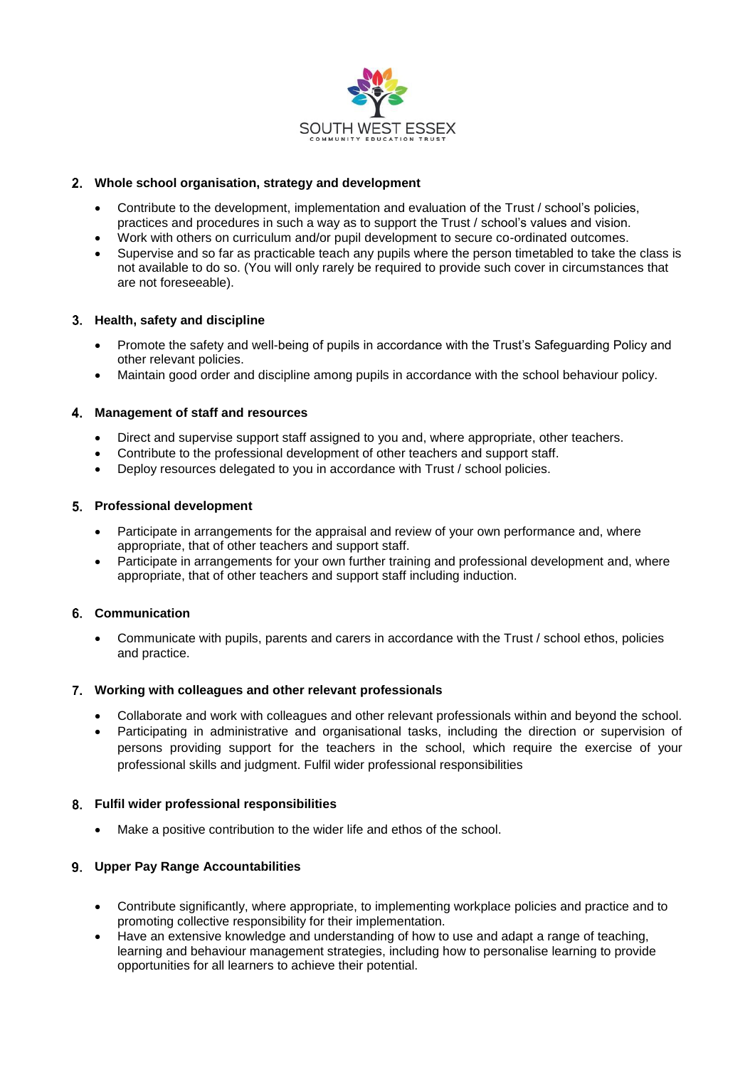## 2. Whole school organisation, strategy and development

- Contribute to the development, implementation and evaluation of the Trust / school's policies, practices and procedures in such a way as to support the Trust / school's values and vision.
- Work with others on curriculum and/or pupil development to secure co-ordinated outcomes.
- Supervise and so far as practicable teach any pupils where the person timetabled to take the class is not available to do so. (You will only rarely be required to provide such cover in circumstances that are not foreseeable).

## 3. Health, safety and discipline

- Promote the safety and well-being of pupils in accordance with the Trust's Safeguarding Policy and other relevant policies.
- Maintain good order and discipline among pupils in accordance with the school behaviour policy.

## 4. Management of staff and resources

- Direct and supervise support staff assigned to you and, where appropriate, other teachers.
- Contribute to the professional development of other teachers and support staff.
- Deploy resources delegated to you in accordance with Trust / school policies.

## 5. Professional development

- Participate in arrangements for the appraisal and review of your own performance and, where appropriate, that of other teachers and support staff.
- Participate in arrangements for your own further training and professional development and, where appropriate, that of other teachers and support staff including induction.

## 6. Communication

- Communicate with pupils, parents and carers in accordance with the Trust / school ethos, policies and practice.

## 7. Working with colleagues and other relevant professionals

- Collaborate and work with colleagues and other relevant professionals within and beyond the school.
- Participating in administrative and organisational tasks, including the direction or supervision of persons providing support for the teachers in the school, which require the exercise of your professional skills and judgment. Fulfil wider professional responsibilities

## 8. Fulfil wider professional responsibilities

- Make a positive contribution to the wider life and ethos of the school.

## 9. Upper Pay Range Accountabilities

- Contribute significantly, where appropriate, to implementing workplace policies and practice and to promoting collective responsibility for their implementation.
- Have an extensive knowledge and understanding of how to use and adapt a range of teaching, learning and behaviour management strategies, including how to personalise learning to provide opportunities for all learners to achieve their potential.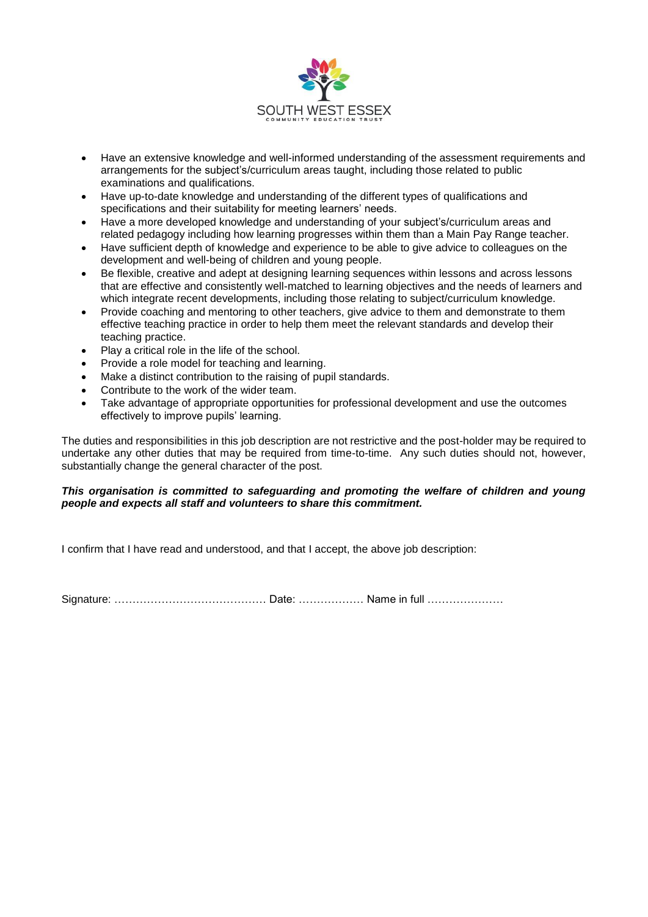- Have an extensive knowledge and well-informed understanding of the assessment requirements and arrangements for the subject's/curriculum areas taught, including those related to public examinations and qualifications.
- Have up-to-date knowledge and understanding of the different types of qualifications and specifications and their suitability for meeting learners' needs.
- Have a more developed knowledge and understanding of your subject's/curriculum areas and related pedagogy including how learning progresses within them than a Main Pay Range teacher.
- Have sufficient depth of knowledge and experience to be able to give advice to colleagues on the development and well-being of children and young people.
- Be flexible, creative and adept at designing learning sequences within lessons and across lessons that are effective and consistently well-matched to learning objectives and the needs of learners and which integrate recent developments, including those relating to subject/curriculum knowledge.
- Provide coaching and mentoring to other teachers, give advice to them and demonstrate to them effective teaching practice in order to help them meet the relevant standards and develop their teaching practice.
- Play a critical role in the life of the school.
- Provide a role model for teaching and learning.
- Make a distinct contribution to the raising of pupil standards.
- Contribute to the work of the wider team.
- Take advantage of appropriate opportunities for professional development and use the outcomes effectively to improve pupils' learning.

The duties and responsibilities in this job description are not restrictive and the post-holder may be required to undertake any other duties that may be required from time-to-time. Any such duties should not, however, substantially change the general character of the post.

***This organisation is committed to safeguarding and promoting the welfare of children and young people and expects all staff and volunteers to share this commitment.***

I confirm that I have read and understood, and that I accept, the above job description:

Signature: …………………………………… Date: ……………… Name in full …………………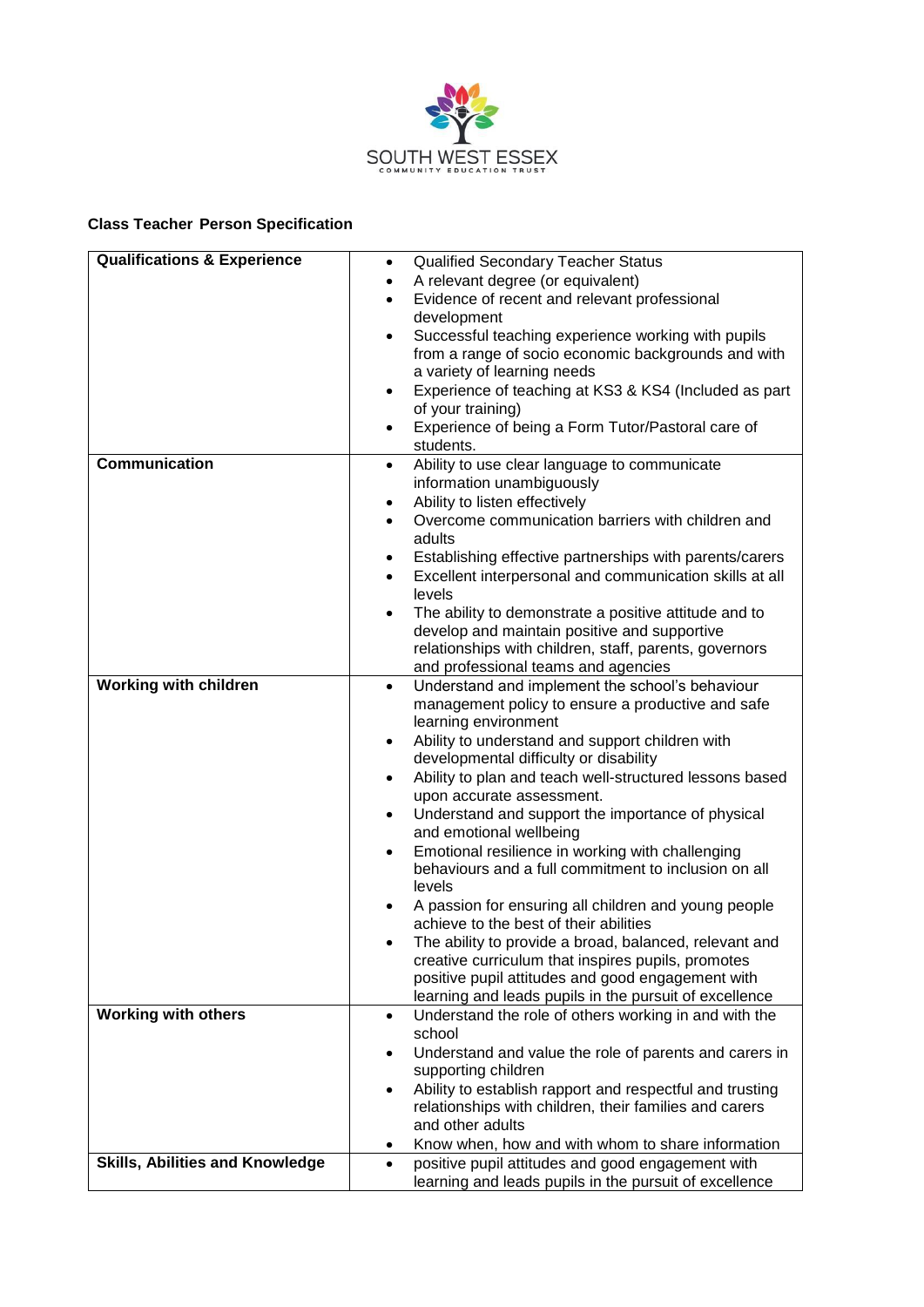SOUTH WEST ESSEX
COMMUNITY EDUCATION TRUST

**Class Teacher Person Specification**

| | |
|---|---|
| **Qualifications & Experience** | • Qualified Secondary Teacher Status<br>• A relevant degree (or equivalent)<br>• Evidence of recent and relevant professional development<br>• Successful teaching experience working with pupils from a range of socio economic backgrounds and with a variety of learning needs<br>• Experience of teaching at KS3 & KS4 (Included as part of your training)<br>• Experience of being a Form Tutor/Pastoral care of students. |
| **Communication** | • Ability to use clear language to communicate information unambiguously<br>• Ability to listen effectively<br>• Overcome communication barriers with children and adults<br>• Establishing effective partnerships with parents/carers<br>• Excellent interpersonal and communication skills at all levels<br>• The ability to demonstrate a positive attitude and to develop and maintain positive and supportive relationships with children, staff, parents, governors and professional teams and agencies |
| **Working with children** | • Understand and implement the school's behaviour management policy to ensure a productive and safe learning environment<br>• Ability to understand and support children with developmental difficulty or disability<br>• Ability to plan and teach well-structured lessons based upon accurate assessment.<br>• Understand and support the importance of physical and emotional wellbeing<br>• Emotional resilience in working with challenging behaviours and a full commitment to inclusion on all levels<br>• A passion for ensuring all children and young people achieve to the best of their abilities<br>• The ability to provide a broad, balanced, relevant and creative curriculum that inspires pupils, promotes positive pupil attitudes and good engagement with learning and leads pupils in the pursuit of excellence |
| **Working with others** | • Understand the role of others working in and with the school<br>• Understand and value the role of parents and carers in supporting children<br>• Ability to establish rapport and respectful and trusting relationships with children, their families and carers and other adults<br>• Know when, how and with whom to share information |
| **Skills, Abilities and Knowledge** | • positive pupil attitudes and good engagement with learning and leads pupils in the pursuit of excellence |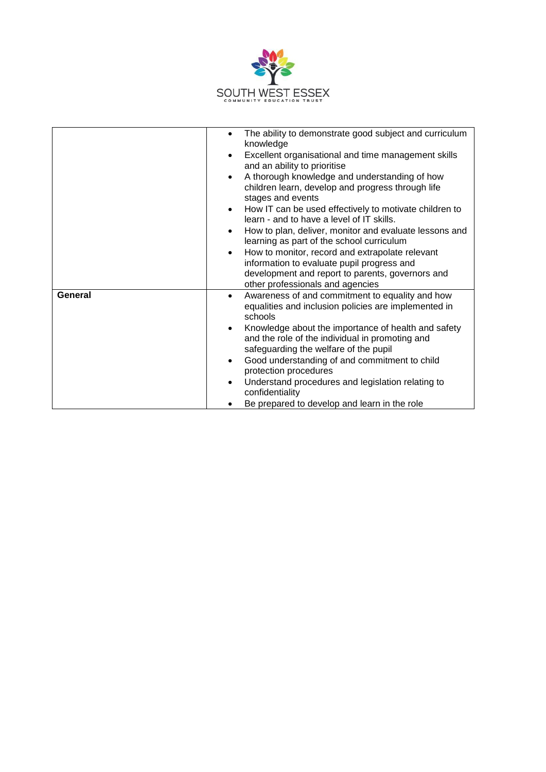| | |
|---|---|
| | • The ability to demonstrate good subject and curriculum knowledge<br>• Excellent organisational and time management skills and an ability to prioritise<br>• A thorough knowledge and understanding of how children learn, develop and progress through life stages and events<br>• How IT can be used effectively to motivate children to learn - and to have a level of IT skills.<br>• How to plan, deliver, monitor and evaluate lessons and learning as part of the school curriculum<br>• How to monitor, record and extrapolate relevant information to evaluate pupil progress and development and report to parents, governors and other professionals and agencies |
| **General** | • Awareness of and commitment to equality and how equalities and inclusion policies are implemented in schools<br>• Knowledge about the importance of health and safety and the role of the individual in promoting and safeguarding the welfare of the pupil<br>• Good understanding of and commitment to child protection procedures<br>• Understand procedures and legislation relating to confidentiality<br>• Be prepared to develop and learn in the role |